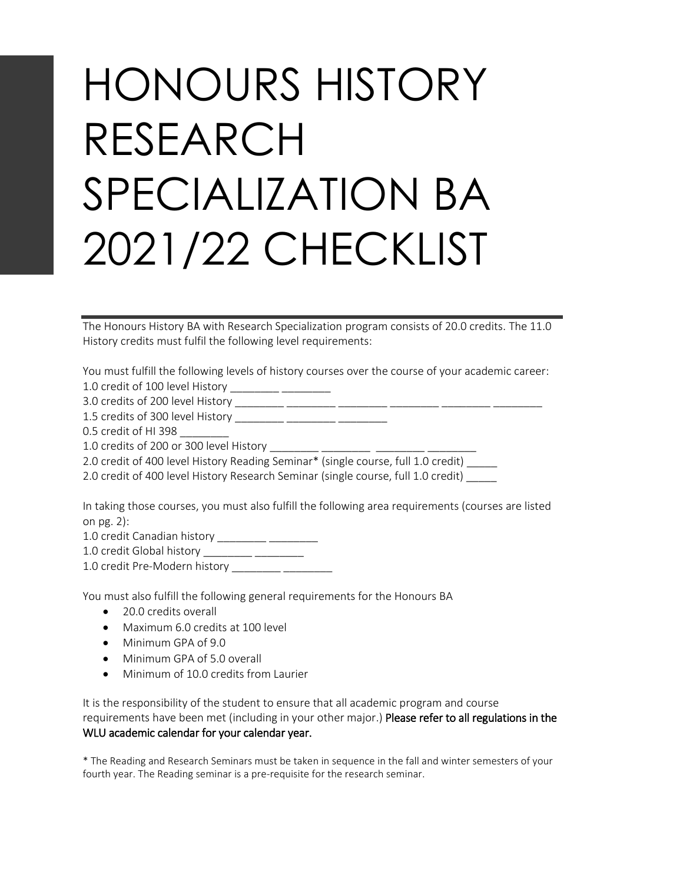# HONOURS HISTORY RESEARCH SPECIALIZATION BA 2021/22 CHECKLIST

The Honours History BA with Research Specialization program consists of 20.0 credits. The 11.0 History credits must fulfil the following level requirements:

You must fulfill the following levels of history courses over the course of your academic career:
1.0 credit of 100 level History ________ ________
3.0 credits of 200 level History ________ ________ ________ ________ ________ ________
1.5 credits of 300 level History ________ ________ ________
0.5 credit of HI 398 ________
1.0 credits of 200 or 300 level History ________ ________ ________ ________
2.0 credit of 400 level History Reading Seminar* (single course, full 1.0 credit) _____
2.0 credit of 400 level History Research Seminar (single course, full 1.0 credit) _____

In taking those courses, you must also fulfill the following area requirements (courses are listed on pg. 2):
1.0 credit Canadian history ________ ________
1.0 credit Global history ________ ________
1.0 credit Pre-Modern history ________ ________

You must also fulfill the following general requirements for the Honours BA

- 20.0 credits overall
- Maximum 6.0 credits at 100 level
- Minimum GPA of 9.0
- Minimum GPA of 5.0 overall
- Minimum of 10.0 credits from Laurier

It is the responsibility of the student to ensure that all academic program and course requirements have been met (including in your other major.) Please refer to all regulations in the WLU academic calendar for your calendar year.

* The Reading and Research Seminars must be taken in sequence in the fall and winter semesters of your fourth year. The Reading seminar is a pre-requisite for the research seminar.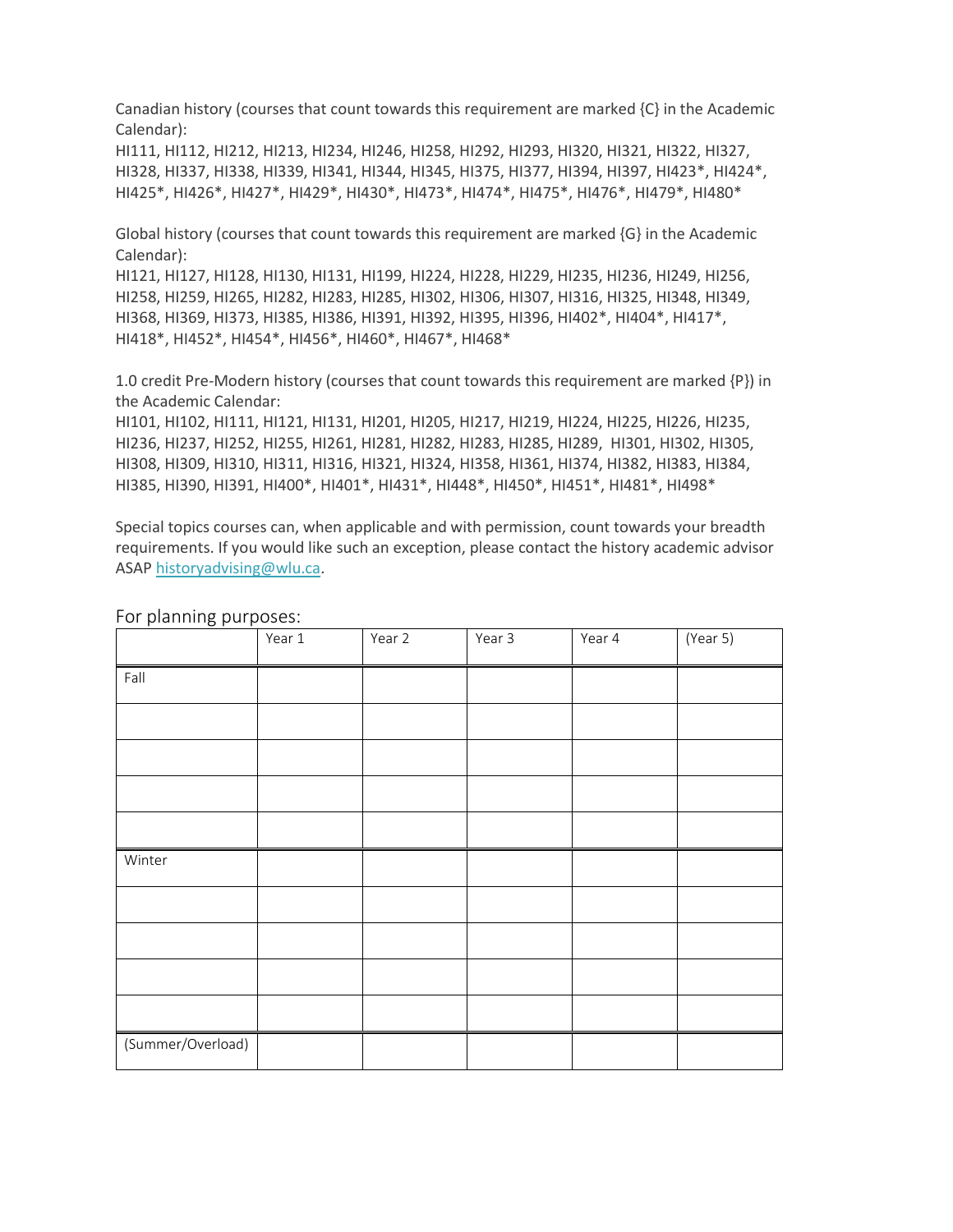Canadian history (courses that count towards this requirement are marked {C} in the Academic Calendar):
HI111, HI112, HI212, HI213, HI234, HI246, HI258, HI292, HI293, HI320, HI321, HI322, HI327, HI328, HI337, HI338, HI339, HI341, HI344, HI345, HI375, HI377, HI394, HI397, HI423*, HI424*, HI425*, HI426*, HI427*, HI429*, HI430*, HI473*, HI474*, HI475*, HI476*, HI479*, HI480*

Global history (courses that count towards this requirement are marked {G} in the Academic Calendar):
HI121, HI127, HI128, HI130, HI131, HI199, HI224, HI228, HI229, HI235, HI236, HI249, HI256, HI258, HI259, HI265, HI282, HI283, HI285, HI302, HI306, HI307, HI316, HI325, HI348, HI349, HI368, HI369, HI373, HI385, HI386, HI391, HI392, HI395, HI396, HI402*, HI404*, HI417*, HI418*, HI452*, HI454*, HI456*, HI460*, HI467*, HI468*

1.0 credit Pre-Modern history (courses that count towards this requirement are marked {P}) in the Academic Calendar:
HI101, HI102, HI111, HI121, HI131, HI201, HI205, HI217, HI219, HI224, HI225, HI226, HI235, HI236, HI237, HI252, HI255, HI261, HI281, HI282, HI283, HI285, HI289, HI301, HI302, HI305, HI308, HI309, HI310, HI311, HI316, HI321, HI324, HI358, HI361, HI374, HI382, HI383, HI384, HI385, HI390, HI391, HI400*, HI401*, HI431*, HI448*, HI450*, HI451*, HI481*, HI498*

Special topics courses can, when applicable and with permission, count towards your breadth requirements. If you would like such an exception, please contact the history academic advisor ASAP historyadvising@wlu.ca.

## For planning purposes:

| | Year 1 | Year 2 | Year 3 | Year 4 | (Year 5) |
|---|---|---|---|---|---|
| Fall | | | | | |
| | | | | | |
| | | | | | |
| | | | | | |
| | | | | | |
| Winter | | | | | |
| | | | | | |
| | | | | | |
| | | | | | |
| | | | | | |
| (Summer/Overload) | | | | | |